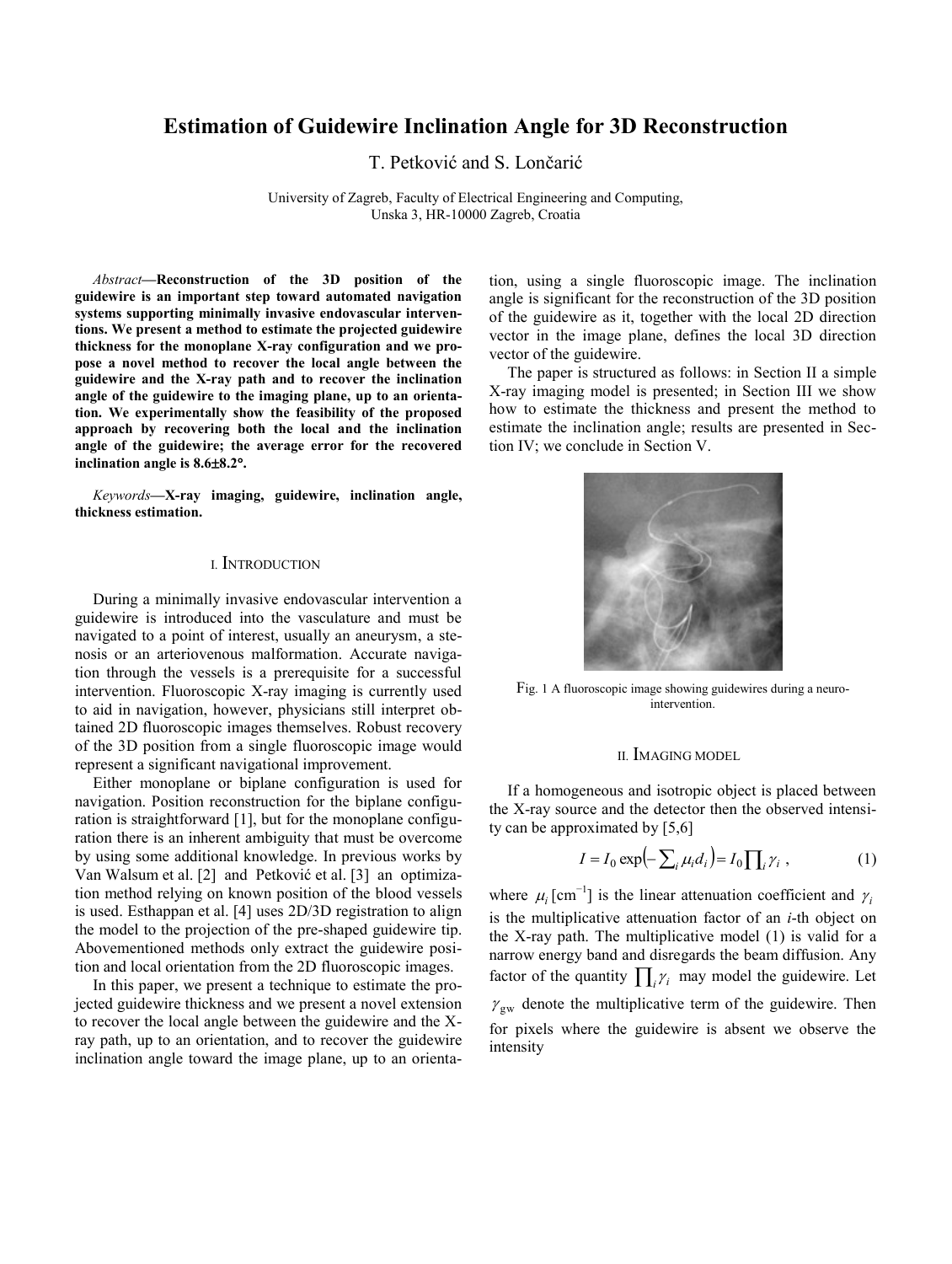# Estimation of Guidewire Inclination Angle for 3D Reconstruction

T. Petković and S. Lončarić

University of Zagreb, Faculty of Electrical Engineering and Computing,
Unska 3, HR-10000 Zagreb, Croatia

*Abstract*—**Reconstruction of the 3D position of the guidewire is an important step toward automated navigation systems supporting minimally invasive endovascular interventions. We present a method to estimate the projected guidewire thickness for the monoplane X-ray configuration and we propose a novel method to recover the local angle between the guidewire and the X-ray path and to recover the inclination angle of the guidewire to the imaging plane, up to an orientation. We experimentally show the feasibility of the proposed approach by recovering both the local and the inclination angle of the guidewire; the average error for the recovered inclination angle is 8.6±8.2°.**

*Keywords*—**X-ray imaging, guidewire, inclination angle, thickness estimation.**

## I. Introduction

During a minimally invasive endovascular intervention a guidewire is introduced into the vasculature and must be navigated to a point of interest, usually an aneurysm, a stenosis or an arteriovenous malformation. Accurate navigation through the vessels is a prerequisite for a successful intervention. Fluoroscopic X-ray imaging is currently used to aid in navigation, however, physicians still interpret obtained 2D fluoroscopic images themselves. Robust recovery of the 3D position from a single fluoroscopic image would represent a significant navigational improvement.

Either monoplane or biplane configuration is used for navigation. Position reconstruction for the biplane configuration is straightforward [1], but for the monoplane configuration there is an inherent ambiguity that must be overcome by using some additional knowledge. In previous works by Van Walsum et al. [2] and Petković et al. [3] an optimization method relying on known position of the blood vessels is used. Esthappan et al. [4] uses 2D/3D registration to align the model to the projection of the pre-shaped guidewire tip. Abovementioned methods only extract the guidewire position and local orientation from the 2D fluoroscopic images.

In this paper, we present a technique to estimate the projected guidewire thickness and we present a novel extension to recover the local angle between the guidewire and the X-ray path, up to an orientation, and to recover the guidewire inclination angle toward the image plane, up to an orientation, using a single fluoroscopic image. The inclination angle is significant for the reconstruction of the 3D position of the guidewire as it, together with the local 2D direction vector in the image plane, defines the local 3D direction vector of the guidewire.

The paper is structured as follows: in Section II a simple X-ray imaging model is presented; in Section III we show how to estimate the thickness and present the method to estimate the inclination angle; results are presented in Section IV; we conclude in Section V.

Fig. 1 A fluoroscopic image showing guidewires during a neuro-intervention.

## II. Imaging model

If a homogeneous and isotropic object is placed between the X-ray source and the detector then the observed intensity can be approximated by [5,6]

$$I = I_0 \exp\left(-\sum_i \mu_i d_i\right) = I_0 \prod_i \gamma_i \,, \tag{1}$$

where $\mu_i$ [cm$^{-1}$] is the linear attenuation coefficient and $\gamma_i$ is the multiplicative attenuation factor of an $i$-th object on the X-ray path. The multiplicative model (1) is valid for a narrow energy band and disregards the beam diffusion. Any factor of the quantity $\prod_i \gamma_i$ may model the guidewire. Let $\gamma_{\text{gw}}$ denote the multiplicative term of the guidewire. Then for pixels where the guidewire is absent we observe the intensity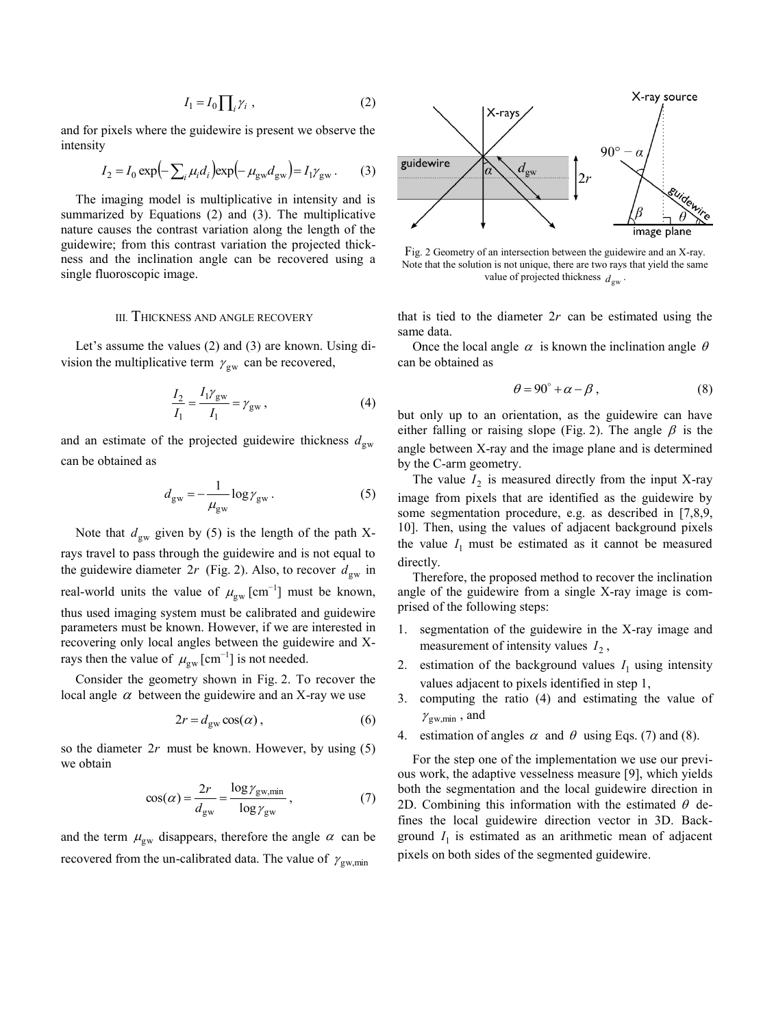$$I_1 = I_0 \prod_i \gamma_i \; , \tag{2}$$

and for pixels where the guidewire is present we observe the intensity

$$I_2 = I_0 \exp\left(-\sum_i \mu_i d_i\right) \exp\left(-\mu_{\text{gw}} d_{\text{gw}}\right) = I_1 \gamma_{\text{gw}} \; . \tag{3}$$

The imaging model is multiplicative in intensity and is summarized by Equations (2) and (3). The multiplicative nature causes the contrast variation along the length of the guidewire; from this contrast variation the projected thickness and the inclination angle can be recovered using a single fluoroscopic image.

## III. Thickness and Angle Recovery

Let's assume the values (2) and (3) are known. Using division the multiplicative term $\gamma_{\text{gw}}$ can be recovered,

$$\frac{I_2}{I_1} = \frac{I_1 \gamma_{\text{gw}}}{I_1} = \gamma_{\text{gw}} \; , \tag{4}$$

and an estimate of the projected guidewire thickness $d_{\text{gw}}$ can be obtained as

$$d_{\text{gw}} = -\frac{1}{\mu_{\text{gw}}} \log \gamma_{\text{gw}} \; . \tag{5}$$

Note that $d_{\text{gw}}$ given by (5) is the length of the path X-rays travel to pass through the guidewire and is not equal to the guidewire diameter $2r$ (Fig. 2). Also, to recover $d_{\text{gw}}$ in real-world units the value of $\mu_{\text{gw}}\,[\text{cm}^{-1}]$ must be known, thus used imaging system must be calibrated and guidewire parameters must be known. However, if we are interested in recovering only local angles between the guidewire and X-rays then the value of $\mu_{\text{gw}}\,[\text{cm}^{-1}]$ is not needed.

Consider the geometry shown in Fig. 2. To recover the local angle $\alpha$ between the guidewire and an X-ray we use

$$2r = d_{\text{gw}} \cos(\alpha) \; , \tag{6}$$

so the diameter $2r$ must be known. However, by using (5) we obtain

$$\cos(\alpha) = \frac{2r}{d_{\text{gw}}} = \frac{\log \gamma_{\text{gw,min}}}{\log \gamma_{\text{gw}}} \; , \tag{7}$$

and the term $\mu_{\text{gw}}$ disappears, therefore the angle $\alpha$ can be recovered from the un-calibrated data. The value of $\gamma_{\text{gw,min}}$ that is tied to the diameter $2r$ can be estimated using the same data.

Fig. 2 Geometry of an intersection between the guidewire and an X-ray. Note that the solution is not unique, there are two rays that yield the same value of projected thickness $d_{\text{gw}}$.

Once the local angle $\alpha$ is known the inclination angle $\theta$ can be obtained as

$$\theta = 90^\circ + \alpha - \beta \; , \tag{8}$$

but only up to an orientation, as the guidewire can have either falling or raising slope (Fig. 2). The angle $\beta$ is the angle between X-ray and the image plane and is determined by the C-arm geometry.

The value $I_2$ is measured directly from the input X-ray image from pixels that are identified as the guidewire by some segmentation procedure, e.g. as described in [7,8,9, 10]. Then, using the values of adjacent background pixels the value $I_1$ must be estimated as it cannot be measured directly.

Therefore, the proposed method to recover the inclination angle of the guidewire from a single X-ray image is comprised of the following steps:

1. segmentation of the guidewire in the X-ray image and measurement of intensity values $I_2$,
2. estimation of the background values $I_1$ using intensity values adjacent to pixels identified in step 1,
3. computing the ratio (4) and estimating the value of $\gamma_{\text{gw,min}}$, and
4. estimation of angles $\alpha$ and $\theta$ using Eqs. (7) and (8).

For the step one of the implementation we use our previous work, the adaptive vesselness measure [9], which yields both the segmentation and the local guidewire direction in 2D. Combining this information with the estimated $\theta$ defines the local guidewire direction vector in 3D. Background $I_1$ is estimated as an arithmetic mean of adjacent pixels on both sides of the segmented guidewire.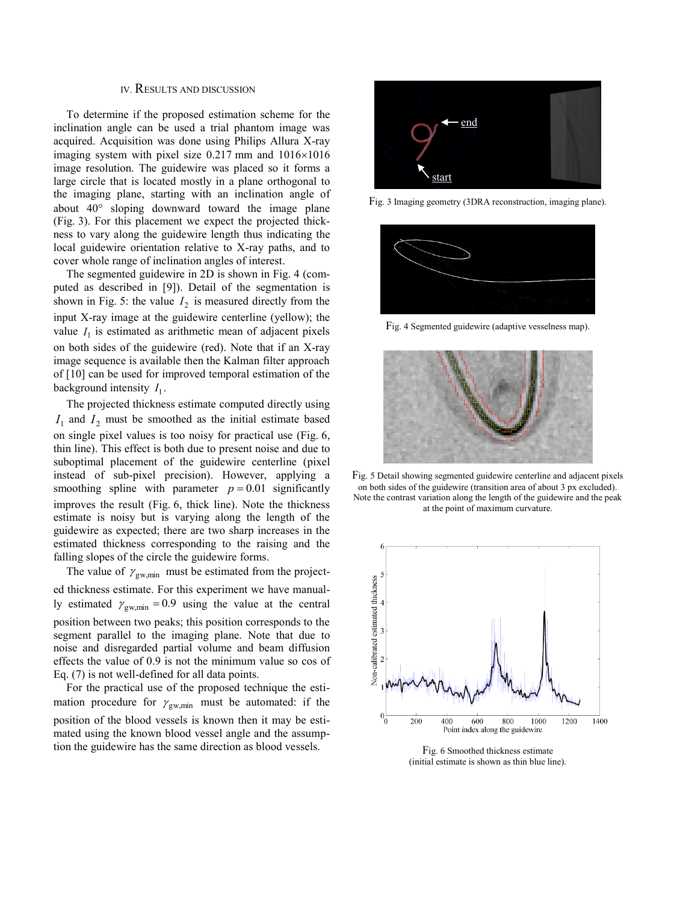## IV. Results and Discussion

To determine if the proposed estimation scheme for the inclination angle can be used a trial phantom image was acquired. Acquisition was done using Philips Allura X-ray imaging system with pixel size 0.217 mm and 1016×1016 image resolution. The guidewire was placed so it forms a large circle that is located mostly in a plane orthogonal to the imaging plane, starting with an inclination angle of about 40° sloping downward toward the image plane (Fig. 3). For this placement we expect the projected thickness to vary along the guidewire length thus indicating the local guidewire orientation relative to X-ray paths, and to cover whole range of inclination angles of interest.

The segmented guidewire in 2D is shown in Fig. 4 (computed as described in [9]). Detail of the segmentation is shown in Fig. 5: the value $I_2$ is measured directly from the input X-ray image at the guidewire centerline (yellow); the value $I_1$ is estimated as arithmetic mean of adjacent pixels on both sides of the guidewire (red). Note that if an X-ray image sequence is available then the Kalman filter approach of [10] can be used for improved temporal estimation of the background intensity $I_1$.

The projected thickness estimate computed directly using $I_1$ and $I_2$ must be smoothed as the initial estimate based on single pixel values is too noisy for practical use (Fig. 6, thin line). This effect is both due to present noise and due to suboptimal placement of the guidewire centerline (pixel instead of sub-pixel precision). However, applying a smoothing spline with parameter $p = 0.01$ significantly improves the result (Fig. 6, thick line). Note the thickness estimate is noisy but is varying along the length of the guidewire as expected; there are two sharp increases in the estimated thickness corresponding to the raising and the falling slopes of the circle the guidewire forms.

The value of $\gamma_{\mathrm{gw,min}}$ must be estimated from the projected thickness estimate. For this experiment we have manually estimated $\gamma_{\mathrm{gw,min}} = 0.9$ using the value at the central position between two peaks; this position corresponds to the segment parallel to the imaging plane. Note that due to noise and disregarded partial volume and beam diffusion effects the value of 0.9 is not the minimum value so cos of Eq. (7) is not well-defined for all data points.

For the practical use of the proposed technique the estimation procedure for $\gamma_{\mathrm{gw,min}}$ must be automated: if the position of the blood vessels is known then it may be estimated using the known blood vessel angle and the assumption the guidewire has the same direction as blood vessels.

Fig. 3 Imaging geometry (3DRA reconstruction, imaging plane).

Fig. 4 Segmented guidewire (adaptive vesselness map).

Fig. 5 Detail showing segmented guidewire centerline and adjacent pixels on both sides of the guidewire (transition area of about 3 px excluded). Note the contrast variation along the length of the guidewire and the peak at the point of maximum curvature.

Fig. 6 Smoothed thickness estimate (initial estimate is shown as thin blue line).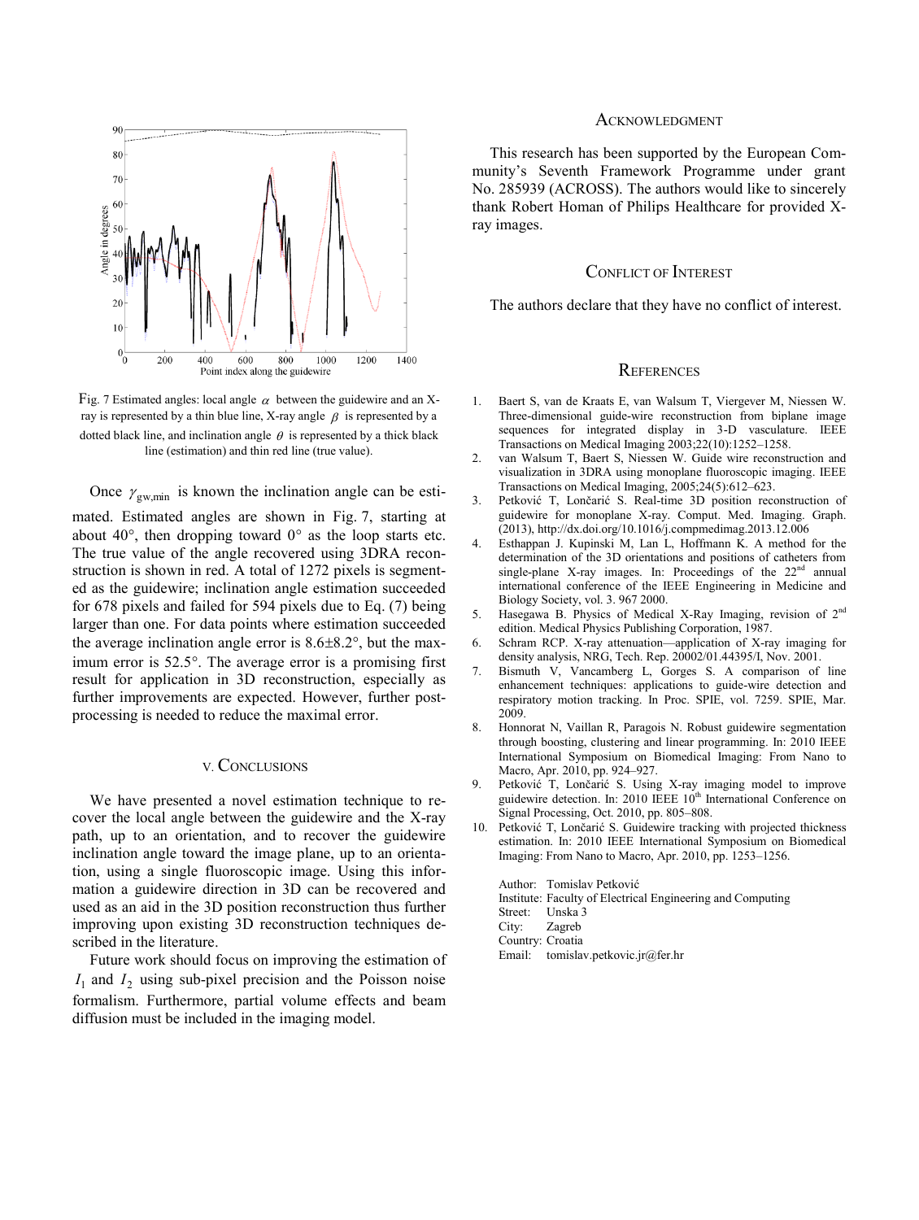90
80
70
60
50
40
30
20
10
0

Angle in degrees

0 200 400 600 800 1000 1200 1400

Point index along the guidewire

Fig. 7 Estimated angles: local angle $\alpha$ between the guidewire and an X-ray is represented by a thin blue line, X-ray angle $\beta$ is represented by a dotted black line, and inclination angle $\theta$ is represented by a thick black line (estimation) and thin red line (true value).

Once $\gamma_{\mathrm{gw,min}}$ is known the inclination angle can be estimated. Estimated angles are shown in Fig. 7, starting at about 40°, then dropping toward 0° as the loop starts etc. The true value of the angle recovered using 3DRA reconstruction is shown in red. A total of 1272 pixels is segmented as the guidewire; inclination angle estimation succeeded for 678 pixels and failed for 594 pixels due to Eq. (7) being larger than one. For data points where estimation succeeded the average inclination angle error is 8.6±8.2°, but the maximum error is 52.5°. The average error is a promising first result for application in 3D reconstruction, especially as further improvements are expected. However, further post-processing is needed to reduce the maximal error.

## V. Conclusions

We have presented a novel estimation technique to recover the local angle between the guidewire and the X-ray path, up to an orientation, and to recover the guidewire inclination angle toward the image plane, up to an orientation, using a single fluoroscopic image. Using this information a guidewire direction in 3D can be recovered and used as an aid in the 3D position reconstruction thus further improving upon existing 3D reconstruction techniques described in the literature.

Future work should focus on improving the estimation of $I_1$ and $I_2$ using sub-pixel precision and the Poisson noise formalism. Furthermore, partial volume effects and beam diffusion must be included in the imaging model.

## Acknowledgment

This research has been supported by the European Community's Seventh Framework Programme under grant No. 285939 (ACROSS). The authors would like to sincerely thank Robert Homan of Philips Healthcare for provided X-ray images.

## Conflict of Interest

The authors declare that they have no conflict of interest.

## References

1. Baert S, van de Kraats E, van Walsum T, Viergever M, Niessen W. Three-dimensional guide-wire reconstruction from biplane image sequences for integrated display in 3-D vasculature. IEEE Transactions on Medical Imaging 2003;22(10):1252–1258.
2. van Walsum T, Baert S, Niessen W. Guide wire reconstruction and visualization in 3DRA using monoplane fluoroscopic imaging. IEEE Transactions on Medical Imaging, 2005;24(5):612–623.
3. Petković T, Lončarić S. Real-time 3D position reconstruction of guidewire for monoplane X-ray. Comput. Med. Imaging. Graph. (2013), http://dx.doi.org/10.1016/j.compmedimag.2013.12.006
4. Esthappan J. Kupinski M, Lan L, Hoffmann K. A method for the determination of the 3D orientations and positions of catheters from single-plane X-ray images. In: Proceedings of the 22nd annual international conference of the IEEE Engineering in Medicine and Biology Society, vol. 3. 967 2000.
5. Hasegawa B. Physics of Medical X-Ray Imaging, revision of 2nd edition. Medical Physics Publishing Corporation, 1987.
6. Schram RCP. X-ray attenuation—application of X-ray imaging for density analysis, NRG, Tech. Rep. 20002/01.44395/I, Nov. 2001.
7. Bismuth V, Vancamberg L, Gorges S. A comparison of line enhancement techniques: applications to guide-wire detection and respiratory motion tracking. In Proc. SPIE, vol. 7259. SPIE, Mar. 2009.
8. Honnorat N, Vaillan R, Paragois N. Robust guidewire segmentation through boosting, clustering and linear programming. In: 2010 IEEE International Symposium on Biomedical Imaging: From Nano to Macro, Apr. 2010, pp. 924–927.
9. Petković T, Lončarić S. Using X-ray imaging model to improve guidewire detection. In: 2010 IEEE 10th International Conference on Signal Processing, Oct. 2010, pp. 805–808.
10. Petković T, Lončarić S. Guidewire tracking with projected thickness estimation. In: 2010 IEEE International Symposium on Biomedical Imaging: From Nano to Macro, Apr. 2010, pp. 1253–1256.

Author: Tomislav Petković
Institute: Faculty of Electrical Engineering and Computing
Street: Unska 3
City: Zagreb
Country: Croatia
Email: tomislav.petkovic.jr@fer.hr